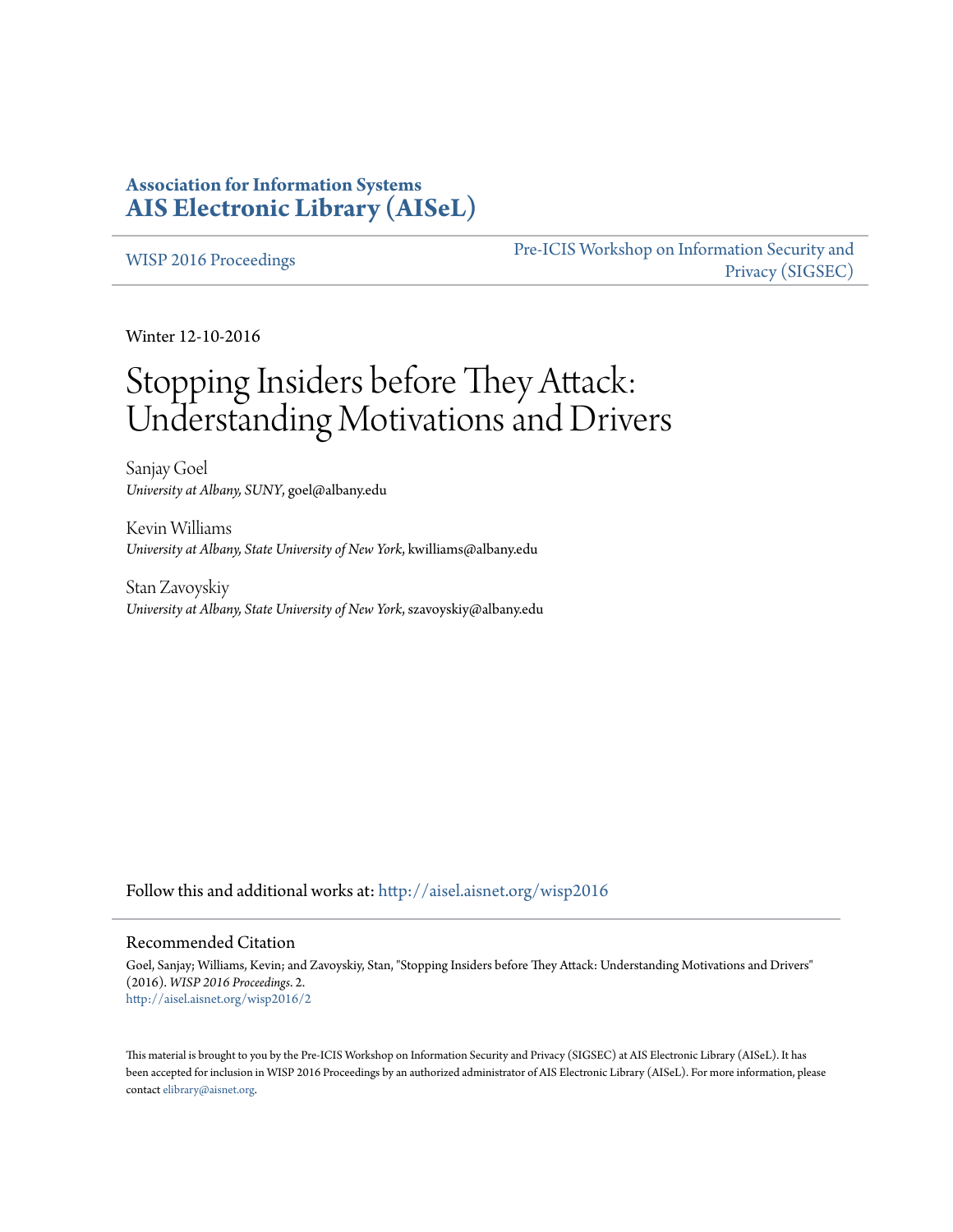**Association for Information Systems**
**AIS Electronic Library (AISeL)**

WISP 2016 Proceedings | Pre-ICIS Workshop on Information Security and Privacy (SIGSEC)

Winter 12-10-2016

# Stopping Insiders before They Attack: Understanding Motivations and Drivers

Sanjay Goel
*University at Albany, SUNY*, goel@albany.edu

Kevin Williams
*University at Albany, State University of New York*, kwilliams@albany.edu

Stan Zavoyskiy
*University at Albany, State University of New York*, szavoyskiy@albany.edu

Follow this and additional works at: http://aisel.aisnet.org/wisp2016

## Recommended Citation

Goel, Sanjay; Williams, Kevin; and Zavoyskiy, Stan, "Stopping Insiders before They Attack: Understanding Motivations and Drivers" (2016). *WISP 2016 Proceedings*. 2.
http://aisel.aisnet.org/wisp2016/2

This material is brought to you by the Pre-ICIS Workshop on Information Security and Privacy (SIGSEC) at AIS Electronic Library (AISeL). It has been accepted for inclusion in WISP 2016 Proceedings by an authorized administrator of AIS Electronic Library (AISeL). For more information, please contact elibrary@aisnet.org.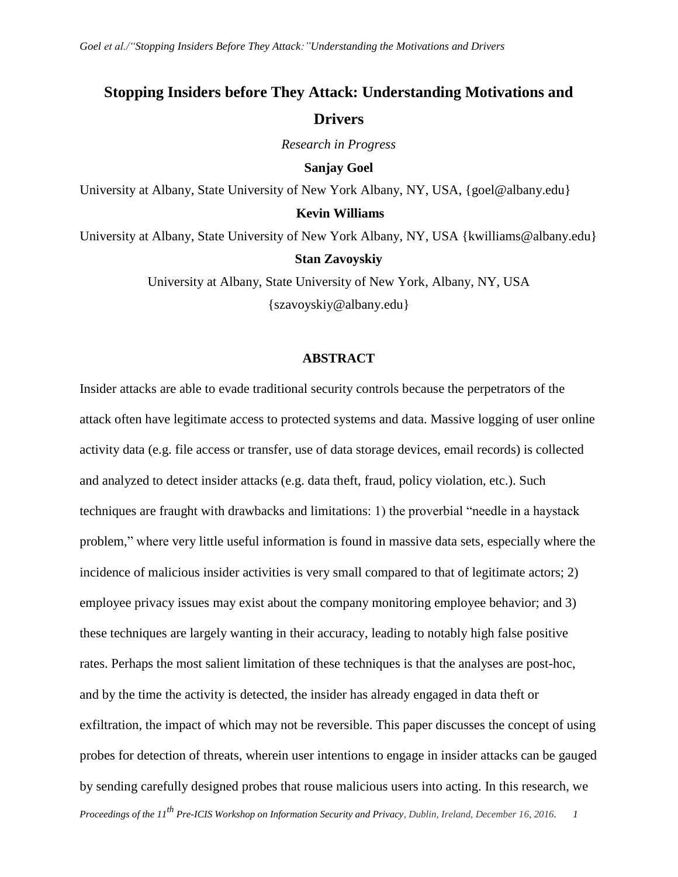# Stopping Insiders before They Attack: Understanding Motivations and Drivers

*Research in Progress*

**Sanjay Goel**

University at Albany, State University of New York Albany, NY, USA, {goel@albany.edu}

**Kevin Williams**

University at Albany, State University of New York Albany, NY, USA {kwilliams@albany.edu}

**Stan Zavoyskiy**

University at Albany, State University of New York, Albany, NY, USA {szavoyskiy@albany.edu}

## ABSTRACT

Insider attacks are able to evade traditional security controls because the perpetrators of the attack often have legitimate access to protected systems and data. Massive logging of user online activity data (e.g. file access or transfer, use of data storage devices, email records) is collected and analyzed to detect insider attacks (e.g. data theft, fraud, policy violation, etc.). Such techniques are fraught with drawbacks and limitations: 1) the proverbial "needle in a haystack problem," where very little useful information is found in massive data sets, especially where the incidence of malicious insider activities is very small compared to that of legitimate actors; 2) employee privacy issues may exist about the company monitoring employee behavior; and 3) these techniques are largely wanting in their accuracy, leading to notably high false positive rates. Perhaps the most salient limitation of these techniques is that the analyses are post-hoc, and by the time the activity is detected, the insider has already engaged in data theft or exfiltration, the impact of which may not be reversible. This paper discusses the concept of using probes for detection of threats, wherein user intentions to engage in insider attacks can be gauged by sending carefully designed probes that rouse malicious users into acting. In this research, we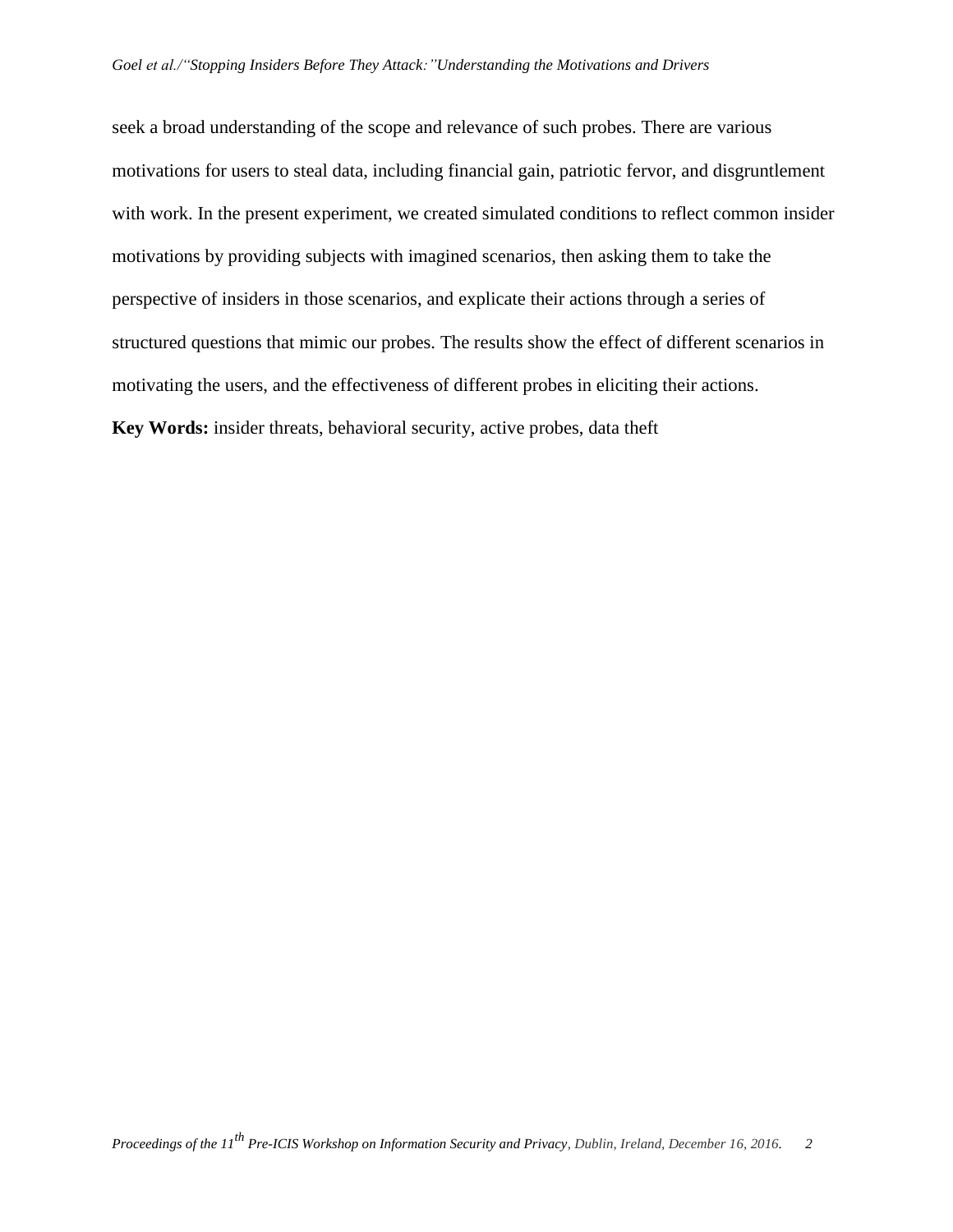seek a broad understanding of the scope and relevance of such probes. There are various motivations for users to steal data, including financial gain, patriotic fervor, and disgruntlement with work. In the present experiment, we created simulated conditions to reflect common insider motivations by providing subjects with imagined scenarios, then asking them to take the perspective of insiders in those scenarios, and explicate their actions through a series of structured questions that mimic our probes. The results show the effect of different scenarios in motivating the users, and the effectiveness of different probes in eliciting their actions.

**Key Words:** insider threats, behavioral security, active probes, data theft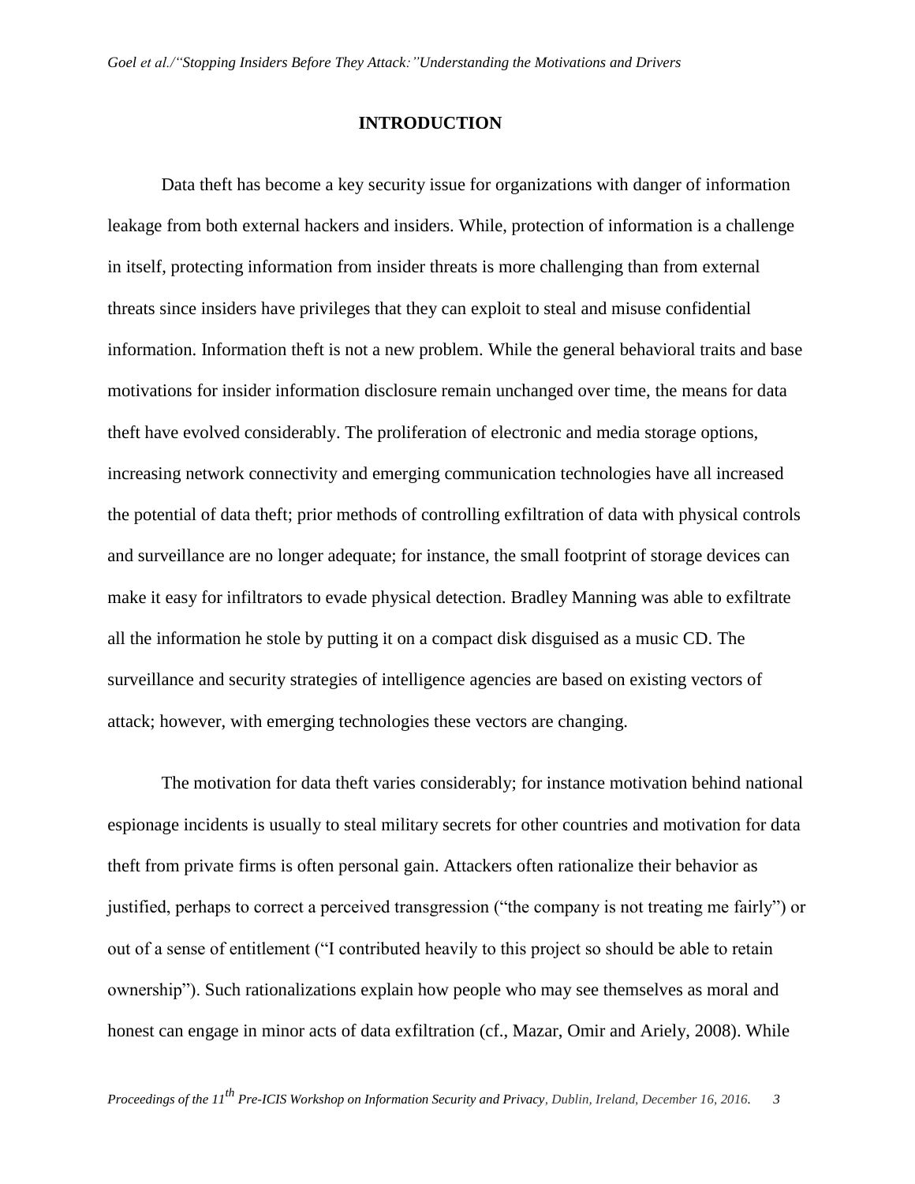## INTRODUCTION

Data theft has become a key security issue for organizations with danger of information leakage from both external hackers and insiders. While, protection of information is a challenge in itself, protecting information from insider threats is more challenging than from external threats since insiders have privileges that they can exploit to steal and misuse confidential information. Information theft is not a new problem. While the general behavioral traits and base motivations for insider information disclosure remain unchanged over time, the means for data theft have evolved considerably. The proliferation of electronic and media storage options, increasing network connectivity and emerging communication technologies have all increased the potential of data theft; prior methods of controlling exfiltration of data with physical controls and surveillance are no longer adequate; for instance, the small footprint of storage devices can make it easy for infiltrators to evade physical detection. Bradley Manning was able to exfiltrate all the information he stole by putting it on a compact disk disguised as a music CD. The surveillance and security strategies of intelligence agencies are based on existing vectors of attack; however, with emerging technologies these vectors are changing.

The motivation for data theft varies considerably; for instance motivation behind national espionage incidents is usually to steal military secrets for other countries and motivation for data theft from private firms is often personal gain. Attackers often rationalize their behavior as justified, perhaps to correct a perceived transgression ("the company is not treating me fairly") or out of a sense of entitlement ("I contributed heavily to this project so should be able to retain ownership"). Such rationalizations explain how people who may see themselves as moral and honest can engage in minor acts of data exfiltration (cf., Mazar, Omir and Ariely, 2008). While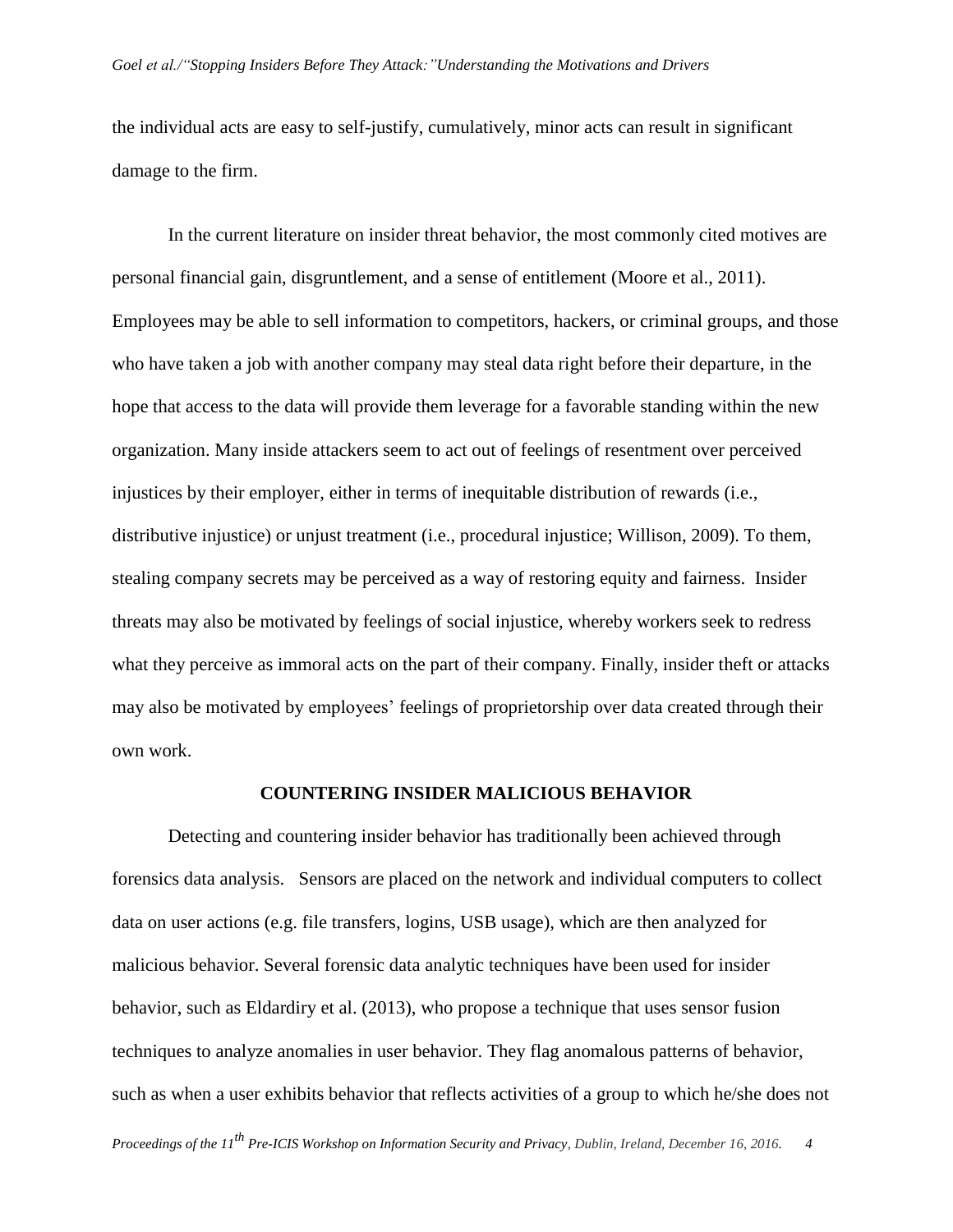the individual acts are easy to self-justify, cumulatively, minor acts can result in significant damage to the firm.

In the current literature on insider threat behavior, the most commonly cited motives are personal financial gain, disgruntlement, and a sense of entitlement (Moore et al., 2011). Employees may be able to sell information to competitors, hackers, or criminal groups, and those who have taken a job with another company may steal data right before their departure, in the hope that access to the data will provide them leverage for a favorable standing within the new organization. Many inside attackers seem to act out of feelings of resentment over perceived injustices by their employer, either in terms of inequitable distribution of rewards (i.e., distributive injustice) or unjust treatment (i.e., procedural injustice; Willison, 2009). To them, stealing company secrets may be perceived as a way of restoring equity and fairness. Insider threats may also be motivated by feelings of social injustice, whereby workers seek to redress what they perceive as immoral acts on the part of their company. Finally, insider theft or attacks may also be motivated by employees' feelings of proprietorship over data created through their own work.

## COUNTERING INSIDER MALICIOUS BEHAVIOR

Detecting and countering insider behavior has traditionally been achieved through forensics data analysis. Sensors are placed on the network and individual computers to collect data on user actions (e.g. file transfers, logins, USB usage), which are then analyzed for malicious behavior. Several forensic data analytic techniques have been used for insider behavior, such as Eldardiry et al. (2013), who propose a technique that uses sensor fusion techniques to analyze anomalies in user behavior. They flag anomalous patterns of behavior, such as when a user exhibits behavior that reflects activities of a group to which he/she does not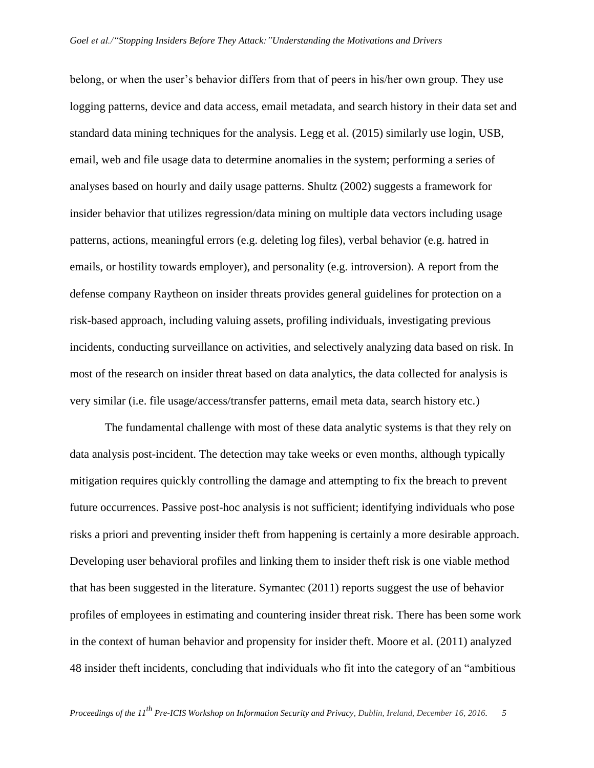belong, or when the user's behavior differs from that of peers in his/her own group. They use logging patterns, device and data access, email metadata, and search history in their data set and standard data mining techniques for the analysis. Legg et al. (2015) similarly use login, USB, email, web and file usage data to determine anomalies in the system; performing a series of analyses based on hourly and daily usage patterns. Shultz (2002) suggests a framework for insider behavior that utilizes regression/data mining on multiple data vectors including usage patterns, actions, meaningful errors (e.g. deleting log files), verbal behavior (e.g. hatred in emails, or hostility towards employer), and personality (e.g. introversion). A report from the defense company Raytheon on insider threats provides general guidelines for protection on a risk-based approach, including valuing assets, profiling individuals, investigating previous incidents, conducting surveillance on activities, and selectively analyzing data based on risk. In most of the research on insider threat based on data analytics, the data collected for analysis is very similar (i.e. file usage/access/transfer patterns, email meta data, search history etc.)

The fundamental challenge with most of these data analytic systems is that they rely on data analysis post-incident. The detection may take weeks or even months, although typically mitigation requires quickly controlling the damage and attempting to fix the breach to prevent future occurrences. Passive post-hoc analysis is not sufficient; identifying individuals who pose risks a priori and preventing insider theft from happening is certainly a more desirable approach. Developing user behavioral profiles and linking them to insider theft risk is one viable method that has been suggested in the literature. Symantec (2011) reports suggest the use of behavior profiles of employees in estimating and countering insider threat risk. There has been some work in the context of human behavior and propensity for insider theft. Moore et al. (2011) analyzed 48 insider theft incidents, concluding that individuals who fit into the category of an "ambitious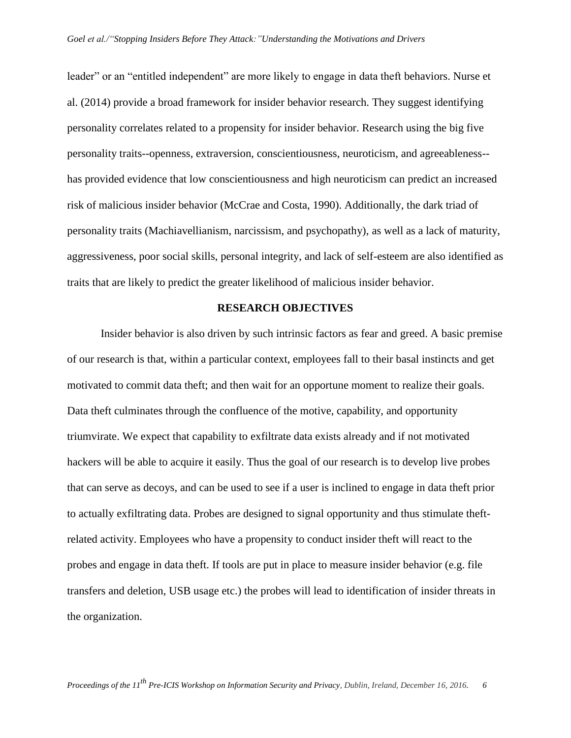leader" or an "entitled independent" are more likely to engage in data theft behaviors. Nurse et al. (2014) provide a broad framework for insider behavior research. They suggest identifying personality correlates related to a propensity for insider behavior. Research using the big five personality traits--openness, extraversion, conscientiousness, neuroticism, and agreeableness--has provided evidence that low conscientiousness and high neuroticism can predict an increased risk of malicious insider behavior (McCrae and Costa, 1990). Additionally, the dark triad of personality traits (Machiavellianism, narcissism, and psychopathy), as well as a lack of maturity, aggressiveness, poor social skills, personal integrity, and lack of self-esteem are also identified as traits that are likely to predict the greater likelihood of malicious insider behavior.

## RESEARCH OBJECTIVES

Insider behavior is also driven by such intrinsic factors as fear and greed. A basic premise of our research is that, within a particular context, employees fall to their basal instincts and get motivated to commit data theft; and then wait for an opportune moment to realize their goals. Data theft culminates through the confluence of the motive, capability, and opportunity triumvirate. We expect that capability to exfiltrate data exists already and if not motivated hackers will be able to acquire it easily. Thus the goal of our research is to develop live probes that can serve as decoys, and can be used to see if a user is inclined to engage in data theft prior to actually exfiltrating data. Probes are designed to signal opportunity and thus stimulate theft-related activity. Employees who have a propensity to conduct insider theft will react to the probes and engage in data theft. If tools are put in place to measure insider behavior (e.g. file transfers and deletion, USB usage etc.) the probes will lead to identification of insider threats in the organization.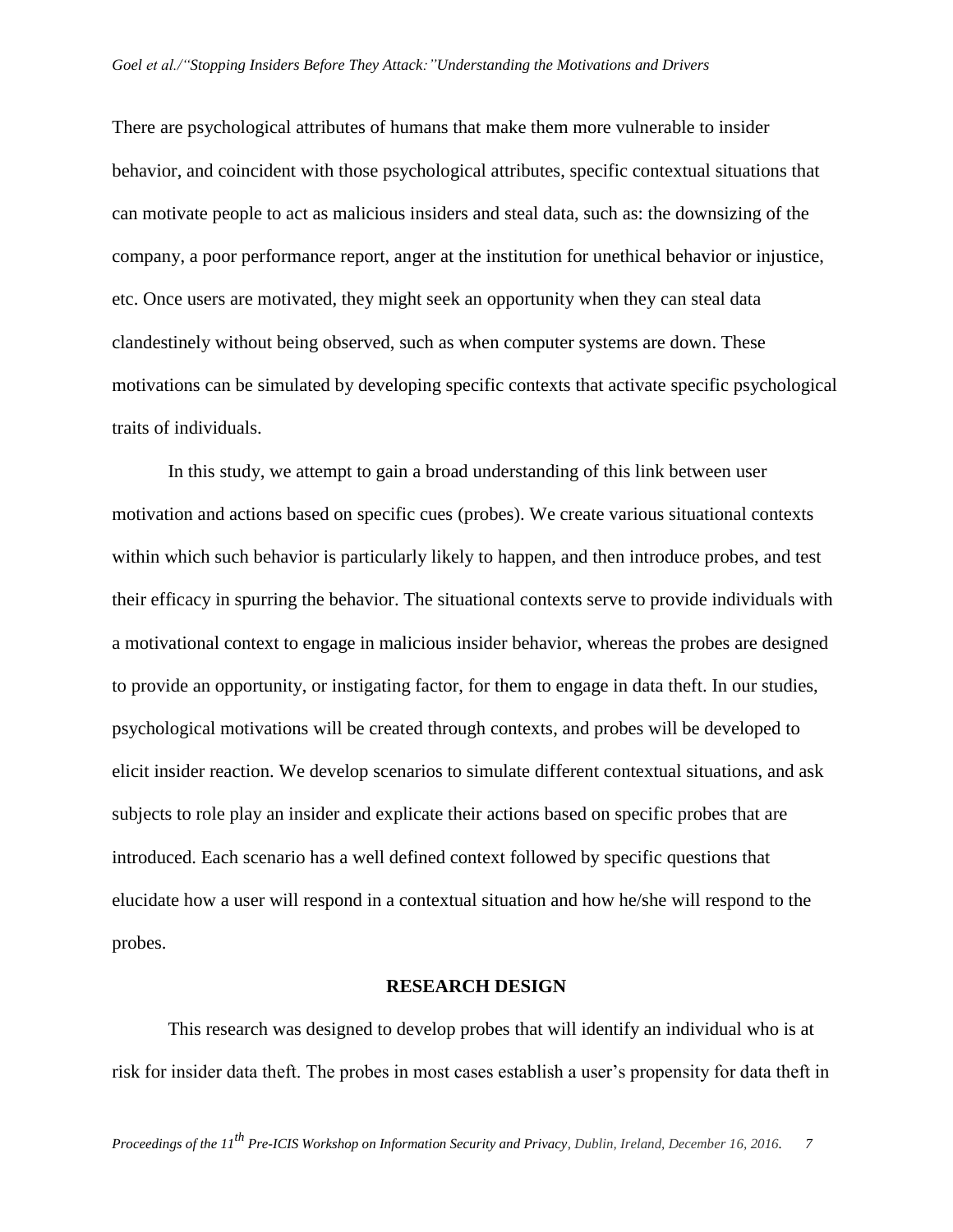There are psychological attributes of humans that make them more vulnerable to insider behavior, and coincident with those psychological attributes, specific contextual situations that can motivate people to act as malicious insiders and steal data, such as: the downsizing of the company, a poor performance report, anger at the institution for unethical behavior or injustice, etc. Once users are motivated, they might seek an opportunity when they can steal data clandestinely without being observed, such as when computer systems are down. These motivations can be simulated by developing specific contexts that activate specific psychological traits of individuals.

In this study, we attempt to gain a broad understanding of this link between user motivation and actions based on specific cues (probes). We create various situational contexts within which such behavior is particularly likely to happen, and then introduce probes, and test their efficacy in spurring the behavior. The situational contexts serve to provide individuals with a motivational context to engage in malicious insider behavior, whereas the probes are designed to provide an opportunity, or instigating factor, for them to engage in data theft. In our studies, psychological motivations will be created through contexts, and probes will be developed to elicit insider reaction. We develop scenarios to simulate different contextual situations, and ask subjects to role play an insider and explicate their actions based on specific probes that are introduced. Each scenario has a well defined context followed by specific questions that elucidate how a user will respond in a contextual situation and how he/she will respond to the probes.

## RESEARCH DESIGN

This research was designed to develop probes that will identify an individual who is at risk for insider data theft. The probes in most cases establish a user's propensity for data theft in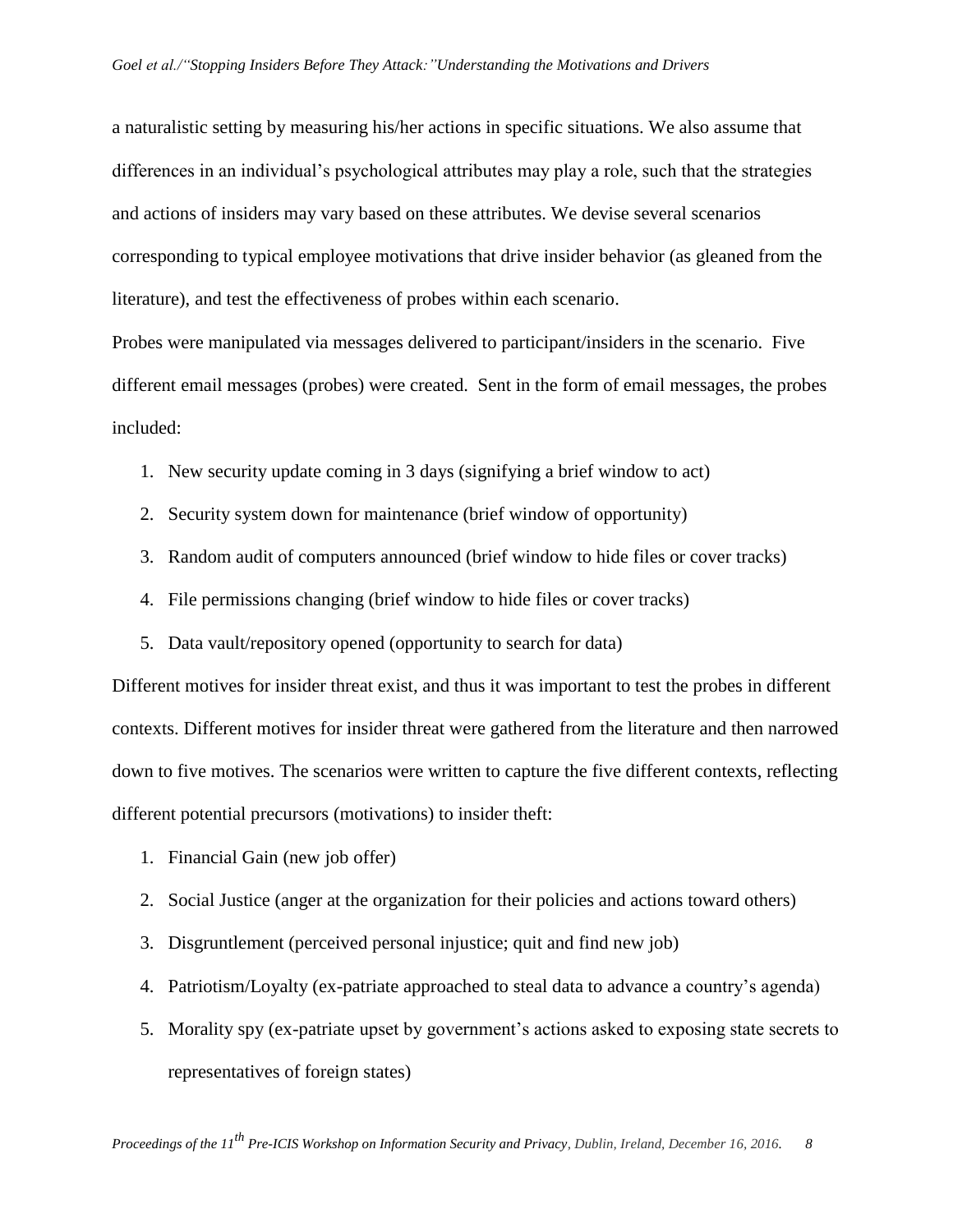a naturalistic setting by measuring his/her actions in specific situations. We also assume that differences in an individual's psychological attributes may play a role, such that the strategies and actions of insiders may vary based on these attributes. We devise several scenarios corresponding to typical employee motivations that drive insider behavior (as gleaned from the literature), and test the effectiveness of probes within each scenario.

Probes were manipulated via messages delivered to participant/insiders in the scenario. Five different email messages (probes) were created. Sent in the form of email messages, the probes included:

1. New security update coming in 3 days (signifying a brief window to act)
2. Security system down for maintenance (brief window of opportunity)
3. Random audit of computers announced (brief window to hide files or cover tracks)
4. File permissions changing (brief window to hide files or cover tracks)
5. Data vault/repository opened (opportunity to search for data)

Different motives for insider threat exist, and thus it was important to test the probes in different contexts. Different motives for insider threat were gathered from the literature and then narrowed down to five motives. The scenarios were written to capture the five different contexts, reflecting different potential precursors (motivations) to insider theft:

1. Financial Gain (new job offer)
2. Social Justice (anger at the organization for their policies and actions toward others)
3. Disgruntlement (perceived personal injustice; quit and find new job)
4. Patriotism/Loyalty (ex-patriate approached to steal data to advance a country's agenda)
5. Morality spy (ex-patriate upset by government's actions asked to exposing state secrets to representatives of foreign states)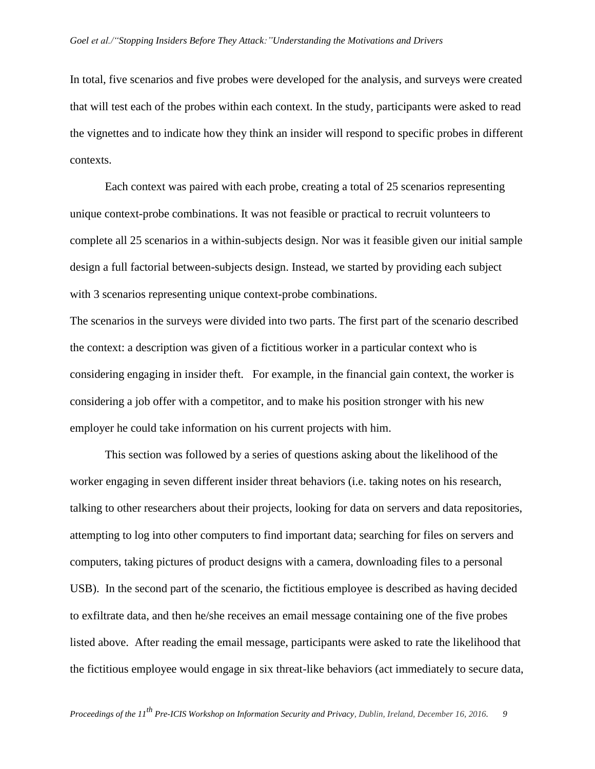In total, five scenarios and five probes were developed for the analysis, and surveys were created that will test each of the probes within each context. In the study, participants were asked to read the vignettes and to indicate how they think an insider will respond to specific probes in different contexts.

Each context was paired with each probe, creating a total of 25 scenarios representing unique context-probe combinations. It was not feasible or practical to recruit volunteers to complete all 25 scenarios in a within-subjects design. Nor was it feasible given our initial sample design a full factorial between-subjects design. Instead, we started by providing each subject with 3 scenarios representing unique context-probe combinations.

The scenarios in the surveys were divided into two parts. The first part of the scenario described the context: a description was given of a fictitious worker in a particular context who is considering engaging in insider theft. For example, in the financial gain context, the worker is considering a job offer with a competitor, and to make his position stronger with his new employer he could take information on his current projects with him.

This section was followed by a series of questions asking about the likelihood of the worker engaging in seven different insider threat behaviors (i.e. taking notes on his research, talking to other researchers about their projects, looking for data on servers and data repositories, attempting to log into other computers to find important data; searching for files on servers and computers, taking pictures of product designs with a camera, downloading files to a personal USB). In the second part of the scenario, the fictitious employee is described as having decided to exfiltrate data, and then he/she receives an email message containing one of the five probes listed above. After reading the email message, participants were asked to rate the likelihood that the fictitious employee would engage in six threat-like behaviors (act immediately to secure data,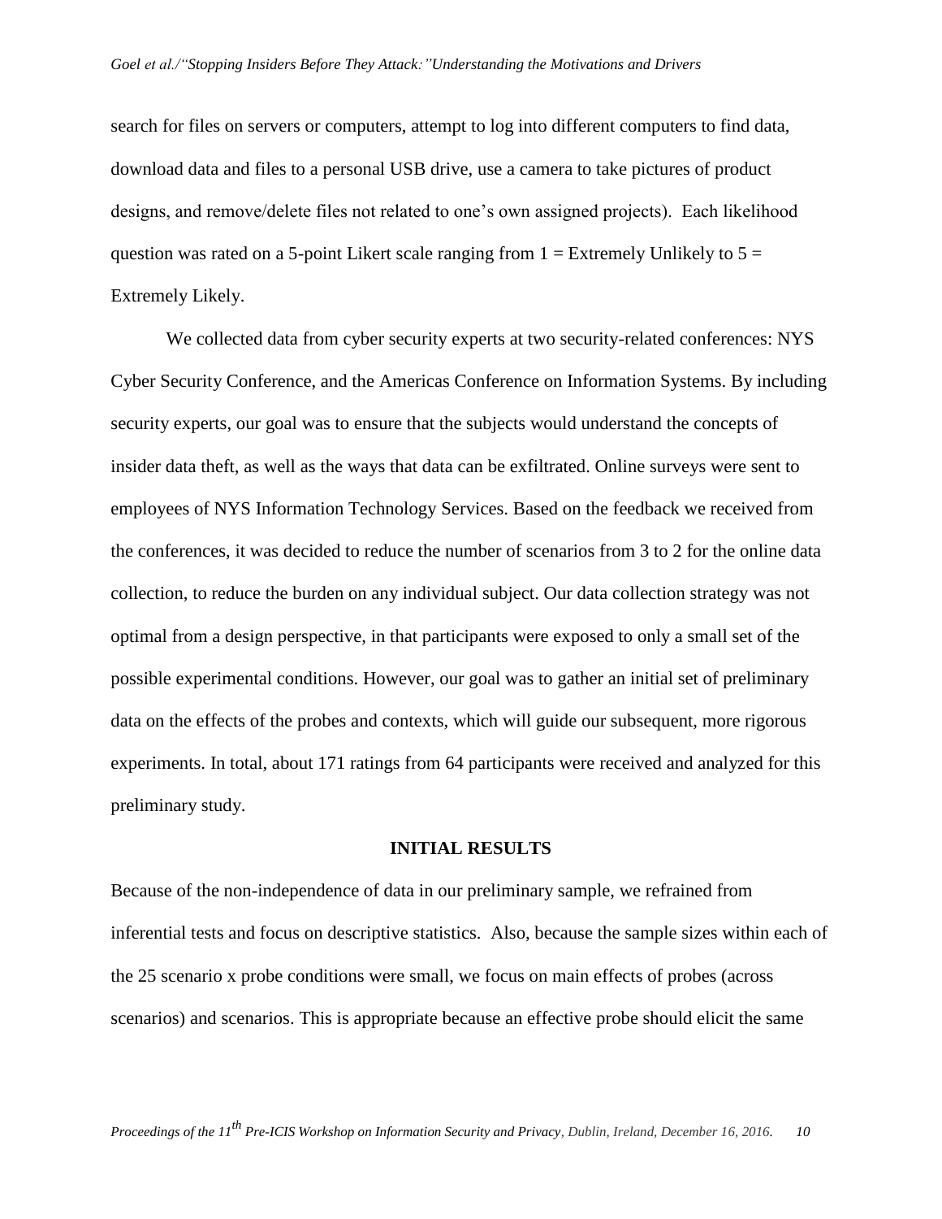search for files on servers or computers, attempt to log into different computers to find data, download data and files to a personal USB drive, use a camera to take pictures of product designs, and remove/delete files not related to one's own assigned projects). Each likelihood question was rated on a 5-point Likert scale ranging from 1 = Extremely Unlikely to 5 = Extremely Likely.

We collected data from cyber security experts at two security-related conferences: NYS Cyber Security Conference, and the Americas Conference on Information Systems. By including security experts, our goal was to ensure that the subjects would understand the concepts of insider data theft, as well as the ways that data can be exfiltrated. Online surveys were sent to employees of NYS Information Technology Services. Based on the feedback we received from the conferences, it was decided to reduce the number of scenarios from 3 to 2 for the online data collection, to reduce the burden on any individual subject. Our data collection strategy was not optimal from a design perspective, in that participants were exposed to only a small set of the possible experimental conditions. However, our goal was to gather an initial set of preliminary data on the effects of the probes and contexts, which will guide our subsequent, more rigorous experiments. In total, about 171 ratings from 64 participants were received and analyzed for this preliminary study.

## INITIAL RESULTS

Because of the non-independence of data in our preliminary sample, we refrained from inferential tests and focus on descriptive statistics. Also, because the sample sizes within each of the 25 scenario x probe conditions were small, we focus on main effects of probes (across scenarios) and scenarios. This is appropriate because an effective probe should elicit the same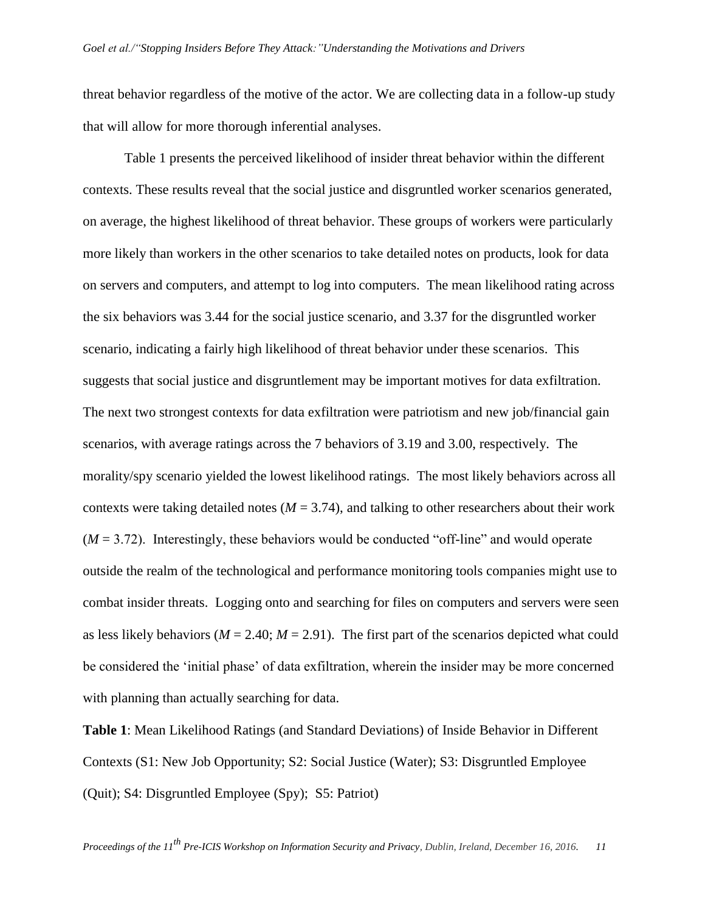threat behavior regardless of the motive of the actor. We are collecting data in a follow-up study that will allow for more thorough inferential analyses.

Table 1 presents the perceived likelihood of insider threat behavior within the different contexts. These results reveal that the social justice and disgruntled worker scenarios generated, on average, the highest likelihood of threat behavior. These groups of workers were particularly more likely than workers in the other scenarios to take detailed notes on products, look for data on servers and computers, and attempt to log into computers. The mean likelihood rating across the six behaviors was 3.44 for the social justice scenario, and 3.37 for the disgruntled worker scenario, indicating a fairly high likelihood of threat behavior under these scenarios. This suggests that social justice and disgruntlement may be important motives for data exfiltration. The next two strongest contexts for data exfiltration were patriotism and new job/financial gain scenarios, with average ratings across the 7 behaviors of 3.19 and 3.00, respectively. The morality/spy scenario yielded the lowest likelihood ratings. The most likely behaviors across all contexts were taking detailed notes (*M* = 3.74), and talking to other researchers about their work (*M* = 3.72). Interestingly, these behaviors would be conducted "off-line" and would operate outside the realm of the technological and performance monitoring tools companies might use to combat insider threats. Logging onto and searching for files on computers and servers were seen as less likely behaviors (*M* = 2.40; *M* = 2.91). The first part of the scenarios depicted what could be considered the 'initial phase' of data exfiltration, wherein the insider may be more concerned with planning than actually searching for data.

**Table 1**: Mean Likelihood Ratings (and Standard Deviations) of Inside Behavior in Different Contexts (S1: New Job Opportunity; S2: Social Justice (Water); S3: Disgruntled Employee (Quit); S4: Disgruntled Employee (Spy); S5: Patriot)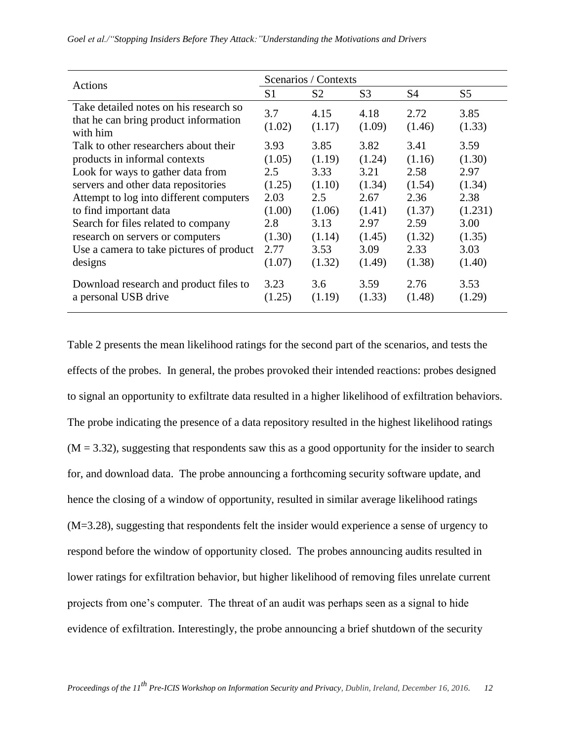| Actions | Scenarios / Contexts | | | | |
|---|---|---|---|---|---|
| | S1 | S2 | S3 | S4 | S5 |
| Take detailed notes on his research so that he can bring product information with him | 3.7 (1.02) | 4.15 (1.17) | 4.18 (1.09) | 2.72 (1.46) | 3.85 (1.33) |
| Talk to other researchers about their products in informal contexts | 3.93 (1.05) | 3.85 (1.19) | 3.82 (1.24) | 3.41 (1.16) | 3.59 (1.30) |
| Look for ways to gather data from servers and other data repositories | 2.5 (1.25) | 3.33 (1.10) | 3.21 (1.34) | 2.58 (1.54) | 2.97 (1.34) |
| Attempt to log into different computers to find important data | 2.03 (1.00) | 2.5 (1.06) | 2.67 (1.41) | 2.36 (1.37) | 2.38 (1.231) |
| Search for files related to company research on servers or computers | 2.8 (1.30) | 3.13 (1.14) | 2.97 (1.45) | 2.59 (1.32) | 3.00 (1.35) |
| Use a camera to take pictures of product designs | 2.77 (1.07) | 3.53 (1.32) | 3.09 (1.49) | 2.33 (1.38) | 3.03 (1.40) |
| Download research and product files to a personal USB drive | 3.23 (1.25) | 3.6 (1.19) | 3.59 (1.33) | 2.76 (1.48) | 3.53 (1.29) |

Table 2 presents the mean likelihood ratings for the second part of the scenarios, and tests the effects of the probes. In general, the probes provoked their intended reactions: probes designed to signal an opportunity to exfiltrate data resulted in a higher likelihood of exfiltration behaviors. The probe indicating the presence of a data repository resulted in the highest likelihood ratings ($M = 3.32$), suggesting that respondents saw this as a good opportunity for the insider to search for, and download data. The probe announcing a forthcoming security software update, and hence the closing of a window of opportunity, resulted in similar average likelihood ratings ($M=3.28$), suggesting that respondents felt the insider would experience a sense of urgency to respond before the window of opportunity closed. The probes announcing audits resulted in lower ratings for exfiltration behavior, but higher likelihood of removing files unrelate current projects from one's computer. The threat of an audit was perhaps seen as a signal to hide evidence of exfiltration. Interestingly, the probe announcing a brief shutdown of the security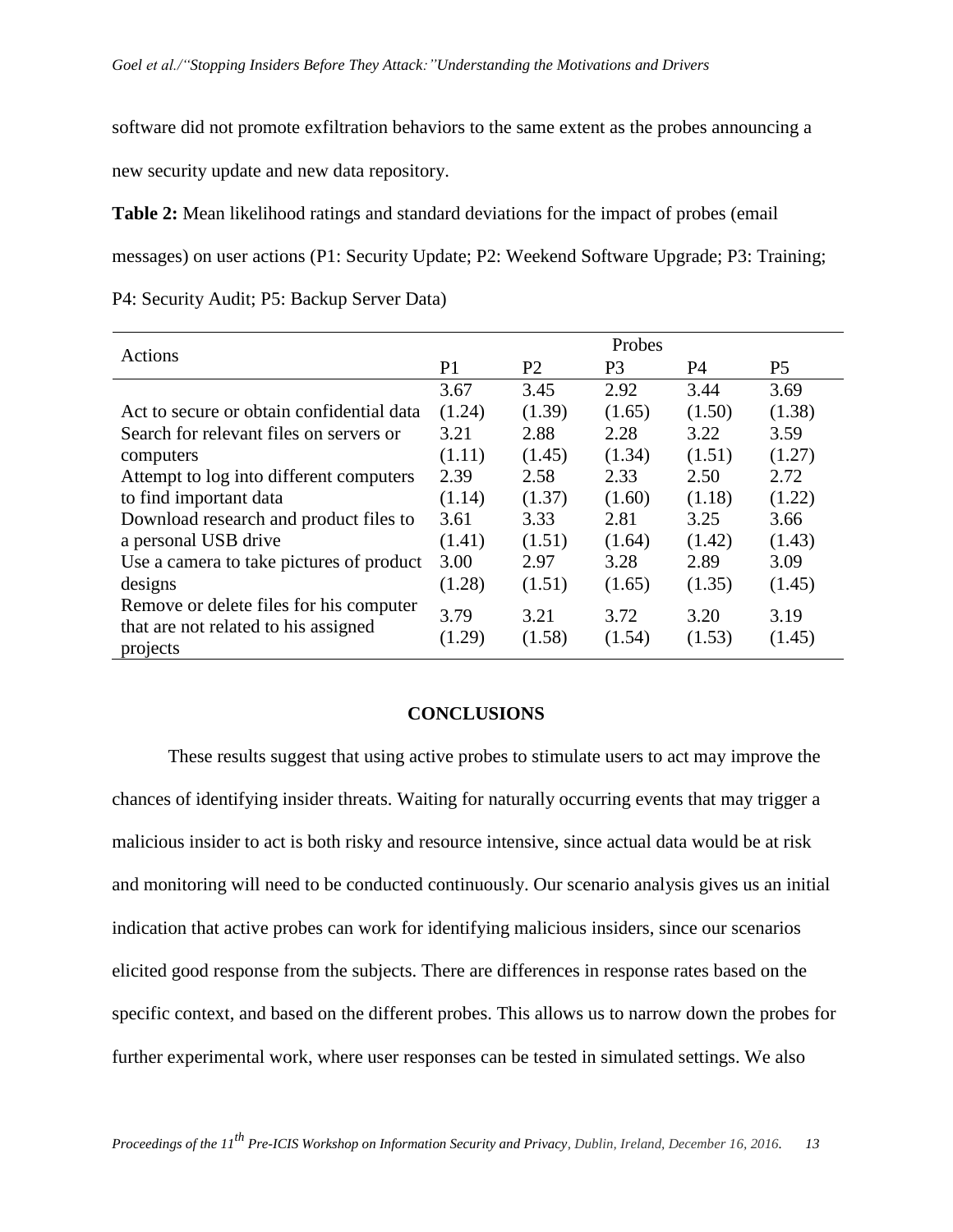software did not promote exfiltration behaviors to the same extent as the probes announcing a new security update and new data repository.

**Table 2:** Mean likelihood ratings and standard deviations for the impact of probes (email messages) on user actions (P1: Security Update; P2: Weekend Software Upgrade; P3: Training; P4: Security Audit; P5: Backup Server Data)

| Actions | Probes | | | | |
|---|---|---|---|---|---|
| | P1 | P2 | P3 | P4 | P5 |
| Act to secure or obtain confidential data | 3.67 (1.24) | 3.45 (1.39) | 2.92 (1.65) | 3.44 (1.50) | 3.69 (1.38) |
| Search for relevant files on servers or computers | 3.21 (1.11) | 2.88 (1.45) | 2.28 (1.34) | 3.22 (1.51) | 3.59 (1.27) |
| Attempt to log into different computers to find important data | 2.39 (1.14) | 2.58 (1.37) | 2.33 (1.60) | 2.50 (1.18) | 2.72 (1.22) |
| Download research and product files to a personal USB drive | 3.61 (1.41) | 3.33 (1.51) | 2.81 (1.64) | 3.25 (1.42) | 3.66 (1.43) |
| Use a camera to take pictures of product designs | 3.00 (1.28) | 2.97 (1.51) | 3.28 (1.65) | 2.89 (1.35) | 3.09 (1.45) |
| Remove or delete files for his computer that are not related to his assigned projects | 3.79 (1.29) | 3.21 (1.58) | 3.72 (1.54) | 3.20 (1.53) | 3.19 (1.45) |

## CONCLUSIONS

These results suggest that using active probes to stimulate users to act may improve the chances of identifying insider threats. Waiting for naturally occurring events that may trigger a malicious insider to act is both risky and resource intensive, since actual data would be at risk and monitoring will need to be conducted continuously. Our scenario analysis gives us an initial indication that active probes can work for identifying malicious insiders, since our scenarios elicited good response from the subjects. There are differences in response rates based on the specific context, and based on the different probes. This allows us to narrow down the probes for further experimental work, where user responses can be tested in simulated settings. We also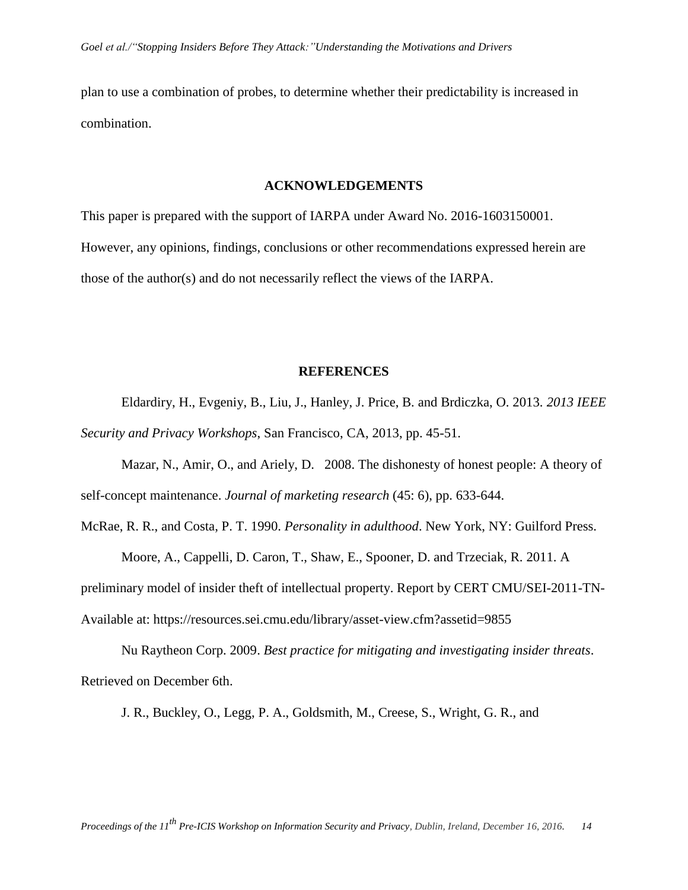plan to use a combination of probes, to determine whether their predictability is increased in combination.

## ACKNOWLEDGEMENTS

This paper is prepared with the support of IARPA under Award No. 2016-1603150001. However, any opinions, findings, conclusions or other recommendations expressed herein are those of the author(s) and do not necessarily reflect the views of the IARPA.

## REFERENCES

Eldardiry, H., Evgeniy, B., Liu, J., Hanley, J. Price, B. and Brdiczka, O. 2013. *2013 IEEE Security and Privacy Workshops*, San Francisco, CA, 2013, pp. 45-51.

Mazar, N., Amir, O., and Ariely, D. 2008. The dishonesty of honest people: A theory of self-concept maintenance. *Journal of marketing research* (45: 6), pp. 633-644.

McRae, R. R., and Costa, P. T. 1990. *Personality in adulthood*. New York, NY: Guilford Press.

Moore, A., Cappelli, D. Caron, T., Shaw, E., Spooner, D. and Trzeciak, R. 2011. A preliminary model of insider theft of intellectual property. Report by CERT CMU/SEI-2011-TN-Available at: https://resources.sei.cmu.edu/library/asset-view.cfm?assetid=9855

Nu Raytheon Corp. 2009. *Best practice for mitigating and investigating insider threats*. Retrieved on December 6th.

J. R., Buckley, O., Legg, P. A., Goldsmith, M., Creese, S., Wright, G. R., and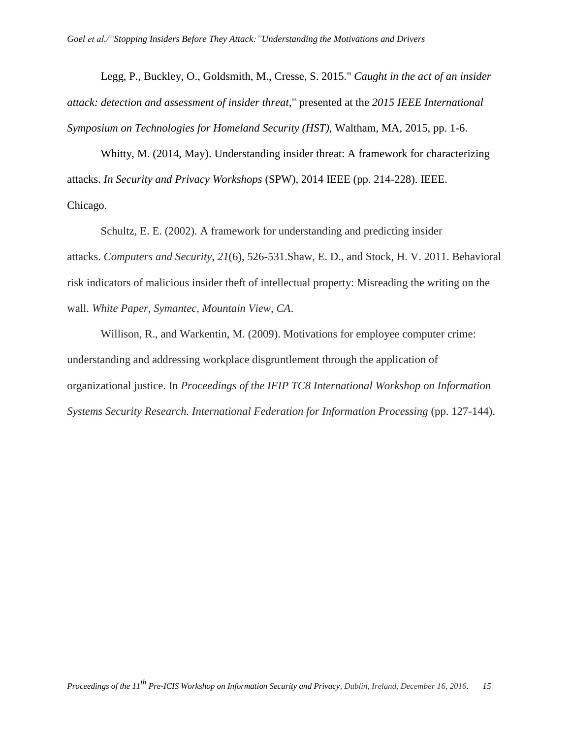Legg, P., Buckley, O., Goldsmith, M., Cresse, S. 2015." *Caught in the act of an insider attack: detection and assessment of insider threat*," presented at the *2015 IEEE International Symposium on Technologies for Homeland Security (HST)*, Waltham, MA, 2015, pp. 1-6.

Whitty, M. (2014, May). Understanding insider threat: A framework for characterizing attacks. *In Security and Privacy Workshops* (SPW), 2014 IEEE (pp. 214-228). IEEE. Chicago.

Schultz, E. E. (2002). A framework for understanding and predicting insider attacks. *Computers and Security*, *21*(6), 526-531.Shaw, E. D., and Stock, H. V. 2011. Behavioral risk indicators of malicious insider theft of intellectual property: Misreading the writing on the wall. *White Paper, Symantec, Mountain View, CA*.

Willison, R., and Warkentin, M. (2009). Motivations for employee computer crime: understanding and addressing workplace disgruntlement through the application of organizational justice. In *Proceedings of the IFIP TC8 International Workshop on Information Systems Security Research. International Federation for Information Processing* (pp. 127-144).